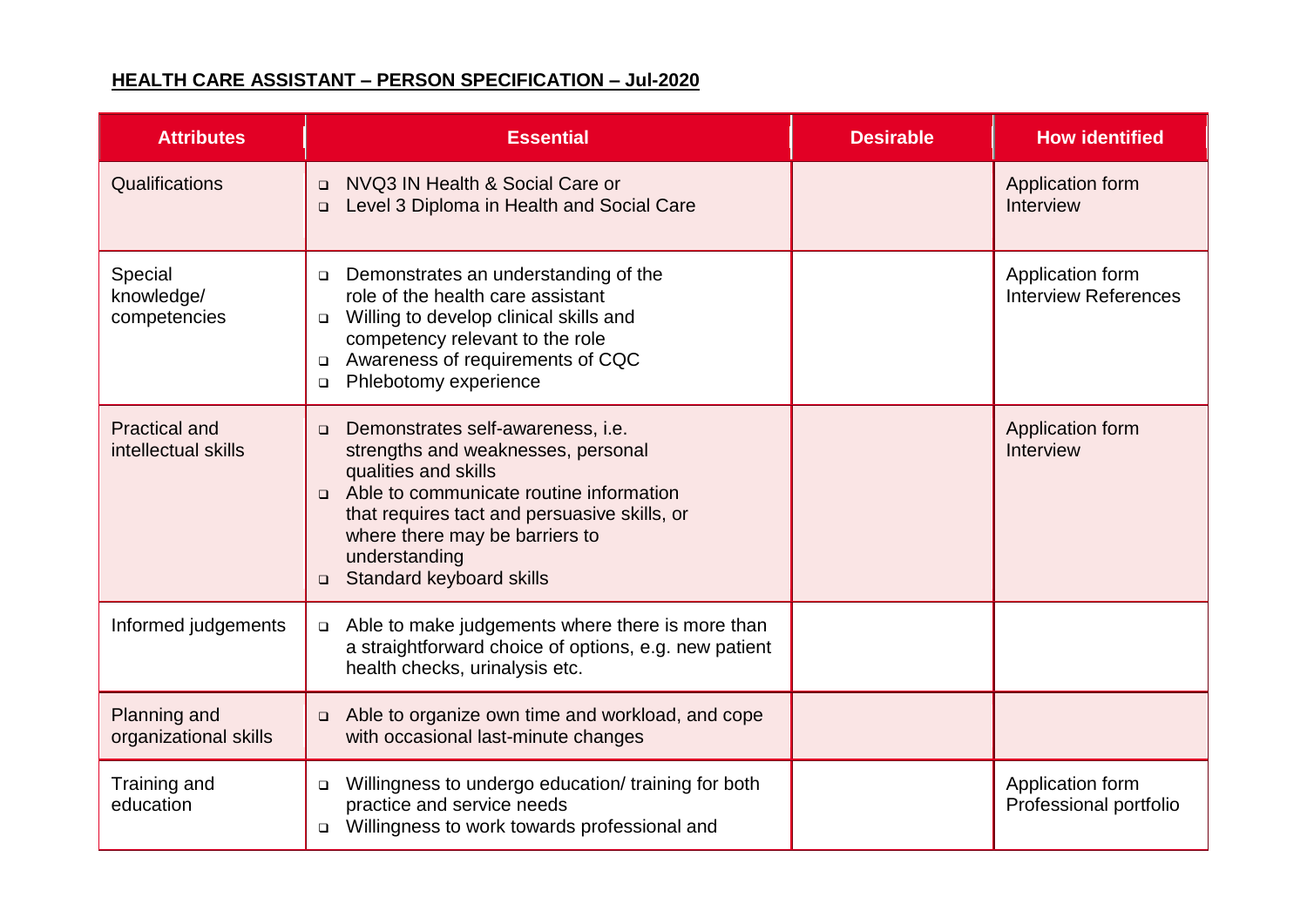**HEALTH CARE ASSISTANT – PERSON SPECIFICATION – Jul-2020**

| Attributes | Essential | Desirable | How identified |
|---|---|---|---|
| Qualifications | ❑ NVQ3 IN Health & Social Care or<br>❑ Level 3 Diploma in Health and Social Care | | Application form<br>Interview |
| Special knowledge/ competencies | ❑ Demonstrates an understanding of the role of the health care assistant<br>❑ Willing to develop clinical skills and competency relevant to the role<br>❑ Awareness of requirements of CQC<br>❑ Phlebotomy experience | | Application form<br>Interview References |
| Practical and intellectual skills | ❑ Demonstrates self-awareness, i.e. strengths and weaknesses, personal qualities and skills<br>❑ Able to communicate routine information that requires tact and persuasive skills, or where there may be barriers to understanding<br>❑ Standard keyboard skills | | Application form<br>Interview |
| Informed judgements | ❑ Able to make judgements where there is more than a straightforward choice of options, e.g. new patient health checks, urinalysis etc. | | |
| Planning and organizational skills | ❑ Able to organize own time and workload, and cope with occasional last-minute changes | | |
| Training and education | ❑ Willingness to undergo education/ training for both practice and service needs<br>❑ Willingness to work towards professional and | | Application form<br>Professional portfolio |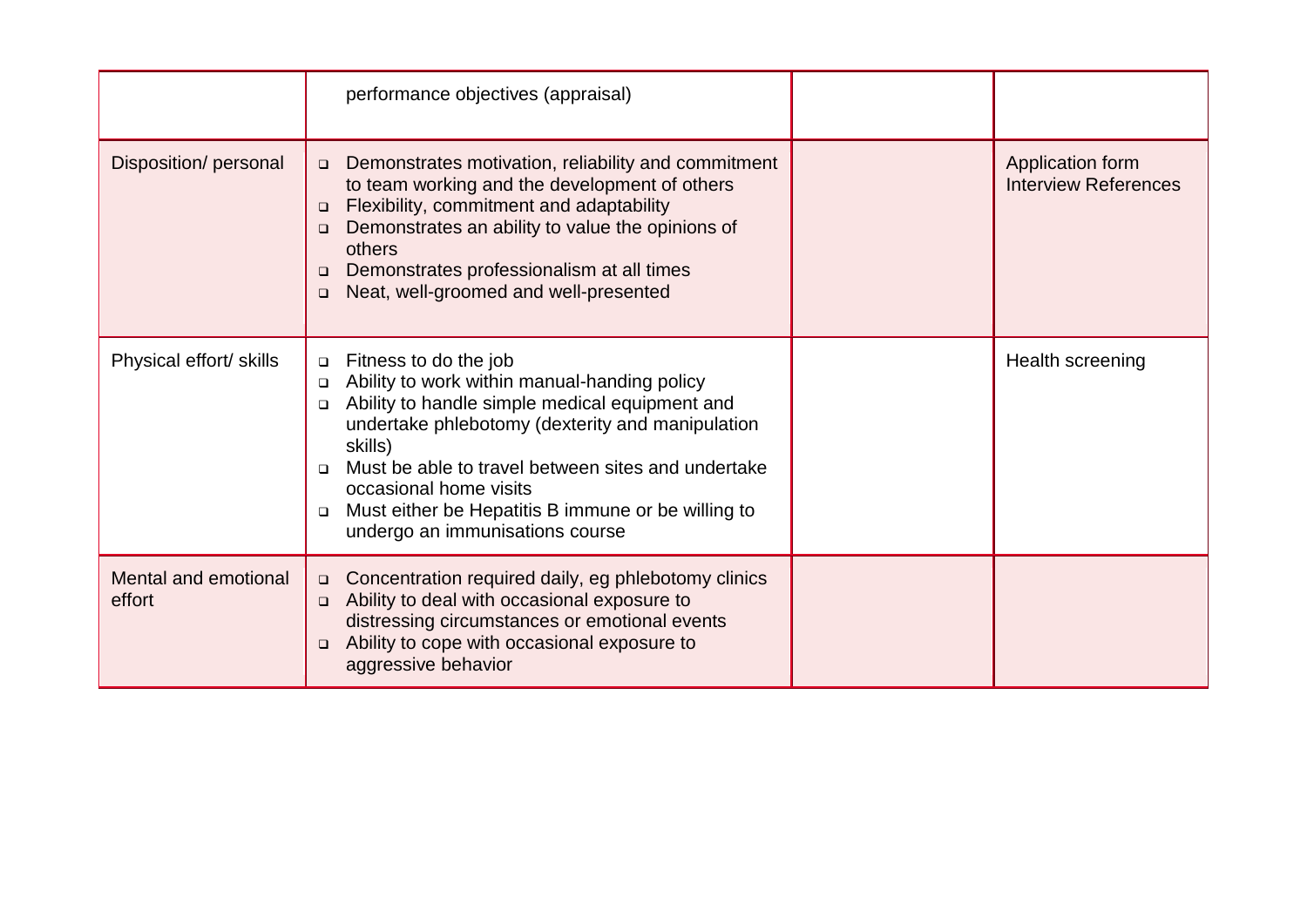| | | | |
|---|---|---|---|
| | performance objectives (appraisal) | | |
| Disposition/ personal | - Demonstrates motivation, reliability and commitment to team working and the development of others<br>- Flexibility, commitment and adaptability<br>- Demonstrates an ability to value the opinions of others<br>- Demonstrates professionalism at all times<br>- Neat, well-groomed and well-presented | | Application form Interview References |
| Physical effort/ skills | - Fitness to do the job<br>- Ability to work within manual-handing policy<br>- Ability to handle simple medical equipment and undertake phlebotomy (dexterity and manipulation skills)<br>- Must be able to travel between sites and undertake occasional home visits<br>- Must either be Hepatitis B immune or be willing to undergo an immunisations course | | Health screening |
| Mental and emotional effort | - Concentration required daily, eg phlebotomy clinics<br>- Ability to deal with occasional exposure to distressing circumstances or emotional events<br>- Ability to cope with occasional exposure to aggressive behavior | | |